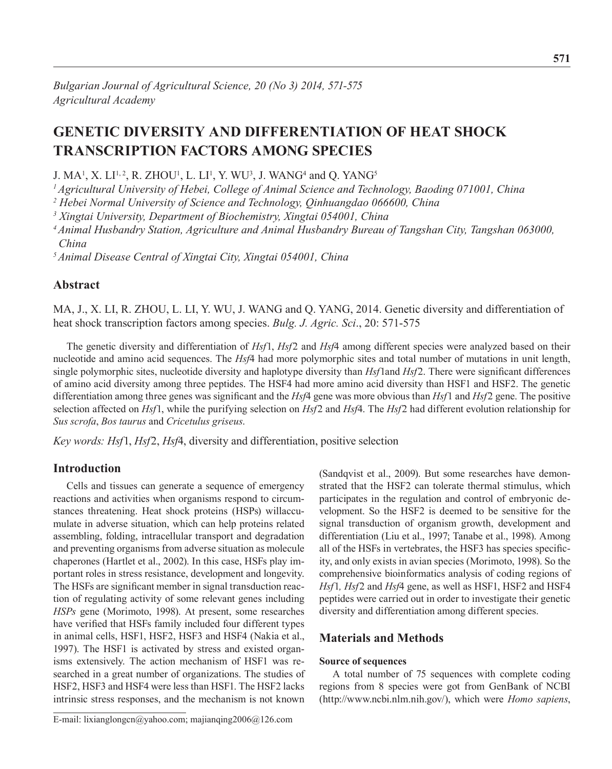*Bulgarian Journal of Agricultural Science, 20 (No 3) 2014, 571-575*
*Agricultural Academy*

# GENETIC DIVERSITY AND DIFFERENTIATION OF HEAT SHOCK TRANSCRIPTION FACTORS AMONG SPECIES

J. MA[1], X. LI[1, 2], R. ZHOU[1], L. LI[1], Y. WU[3], J. WANG[4] and Q. YANG[5]

[1] *Agricultural University of Hebei, College of Animal Science and Technology, Baoding 071001, China*
[2] *Hebei Normal University of Science and Technology, Qinhuangdao 066600, China*
[3] *Xingtai University, Department of Biochemistry, Xingtai 054001, China*
[4] *Animal Husbandry Station, Agriculture and Animal Husbandry Bureau of Tangshan City, Tangshan 063000, China*
[5] *Animal Disease Central of Xingtai City, Xingtai 054001, China*

## Abstract

MA, J., X. LI, R. ZHOU, L. LI, Y. WU, J. WANG and Q. YANG, 2014. Genetic diversity and differentiation of heat shock transcription factors among species. *Bulg. J. Agric. Sci*., 20: 571-575

The genetic diversity and differentiation of *Hsf*1, *Hsf*2 and *Hsf*4 among different species were analyzed based on their nucleotide and amino acid sequences. The *Hsf*4 had more polymorphic sites and total number of mutations in unit length, single polymorphic sites, nucleotide diversity and haplotype diversity than *Hsf*1and *Hsf*2. There were significant differences of amino acid diversity among three peptides. The HSF4 had more amino acid diversity than HSF1 and HSF2. The genetic differentiation among three genes was significant and the *Hsf*4 gene was more obvious than *Hsf*1 and *Hsf*2 gene. The positive selection affected on *Hsf*1, while the purifying selection on *Hsf*2 and *Hsf*4. The *Hsf*2 had different evolution relationship for *Sus scrofa*, *Bos taurus* and *Cricetulus griseus*.

*Key words: Hsf*1, *Hsf*2, *Hsf*4, diversity and differentiation, positive selection

## Introduction

Cells and tissues can generate a sequence of emergency reactions and activities when organisms respond to circumstances threatening. Heat shock proteins (HSPs) willaccumulate in adverse situation, which can help proteins related assembling, folding, intracellular transport and degradation and preventing organisms from adverse situation as molecule chaperones (Hartlet et al., 2002). In this case, HSFs play important roles in stress resistance, development and longevity. The HSFs are significant member in signal transduction reaction of regulating activity of some relevant genes including *HSPs* gene (Morimoto, 1998). At present, some researches have verified that HSFs family included four different types in animal cells, HSF1, HSF2, HSF3 and HSF4 (Nakia et al., 1997). The HSF1 is activated by stress and existed organisms extensively. The action mechanism of HSF1 was researched in a great number of organizations. The studies of HSF2, HSF3 and HSF4 were less than HSF1. The HSF2 lacks intrinsic stress responses, and the mechanism is not known (Sandqvist et al., 2009). But some researches have demonstrated that the HSF2 can tolerate thermal stimulus, which participates in the regulation and control of embryonic development. So the HSF2 is deemed to be sensitive for the signal transduction of organism growth, development and differentiation (Liu et al., 1997; Tanabe et al., 1998). Among all of the HSFs in vertebrates, the HSF3 has species specificity, and only exists in avian species (Morimoto, 1998). So the comprehensive bioinformatics analysis of coding regions of *Hsf*1*, Hsf*2 and *Hsf*4 gene, as well as HSF1, HSF2 and HSF4 peptides were carried out in order to investigate their genetic diversity and differentiation among different species.

## Materials and Methods

### Source of sequences

A total number of 75 sequences with complete coding regions from 8 species were got from GenBank of NCBI (http://www.ncbi.nlm.nih.gov/), which were *Homo sapiens*,

E-mail: lixianglongcn@yahoo.com; majianqing2006@126.com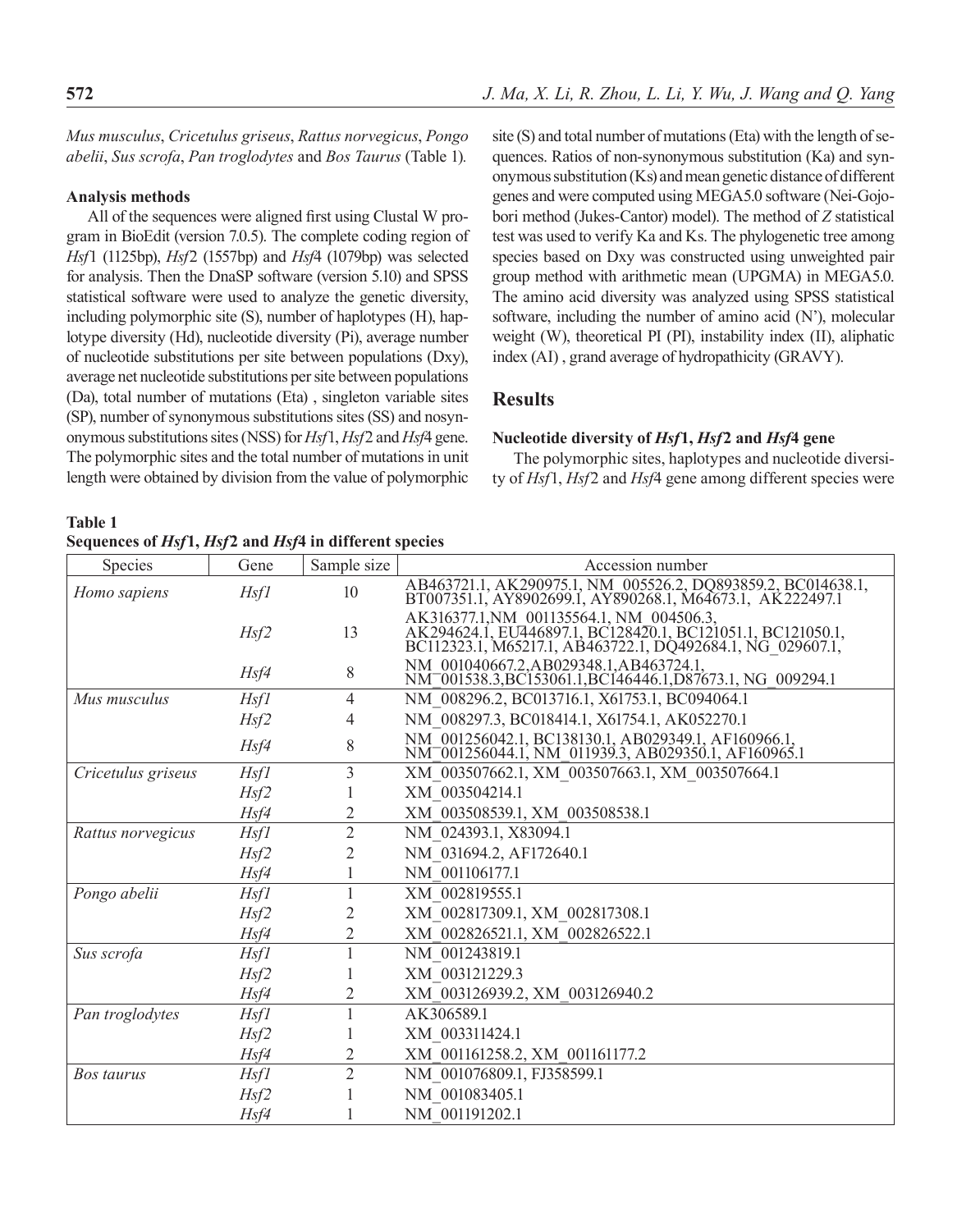*Mus musculus*, *Cricetulus griseus*, *Rattus norvegicus*, *Pongo abelii*, *Sus scrofa*, *Pan troglodytes* and *Bos Taurus* (Table 1).

### Analysis methods

All of the sequences were aligned first using Clustal W program in BioEdit (version 7.0.5). The complete coding region of *Hsf*1 (1125bp), *Hsf*2 (1557bp) and *Hsf*4 (1079bp) was selected for analysis. Then the DnaSP software (version 5.10) and SPSS statistical software were used to analyze the genetic diversity, including polymorphic site (S), number of haplotypes (H), haplotype diversity (Hd), nucleotide diversity (Pi), average number of nucleotide substitutions per site between populations (Dxy), average net nucleotide substitutions per site between populations (Da), total number of mutations (Eta) , singleton variable sites (SP), number of synonymous substitutions sites (SS) and nosynonymous substitutions sites (NSS) for *Hsf*1, *Hsf*2 and *Hsf*4 gene. The polymorphic sites and the total number of mutations in unit length were obtained by division from the value of polymorphic site (S) and total number of mutations (Eta) with the length of sequences. Ratios of non-synonymous substitution (Ka) and synonymous substitution (Ks) and mean genetic distance of different genes and were computed using MEGA5.0 software (Nei-Gojobori method (Jukes-Cantor) model). The method of *Z* statistical test was used to verify Ka and Ks. The phylogenetic tree among species based on Dxy was constructed using unweighted pair group method with arithmetic mean (UPGMA) in MEGA5.0. The amino acid diversity was analyzed using SPSS statistical software, including the number of amino acid (N'), molecular weight (W), theoretical PI (PI), instability index (II), aliphatic index (AI) , grand average of hydropathicity (GRAVY).

## Results

### Nucleotide diversity of *Hsf*1, *Hsf*2 and *Hsf*4 gene

The polymorphic sites, haplotypes and nucleotide diversity of *Hsf*1, *Hsf*2 and *Hsf*4 gene among different species were

**Table 1**
**Sequences of *Hsf*1, *Hsf*2 and *Hsf*4 in different species**

| Species | Gene | Sample size | Accession number |
|---|---|---|---|
| *Homo sapiens* | *Hsf1* | 10 | AB463721.1, AK290975.1, NM_005526.2, DQ893859.2, BC014638.1, BT007351.1, AY8902699.1, AY890268.1, M64673.1, AK222497.1 |
| | *Hsf2* | 13 | AK316377.1,NM_001135564.1, NM_004506.3, AK294624.1, EU446897.1, BC128420.1, BC121051.1, BC121050.1, BC112323.1, M65217.1, AB463722.1, DQ492684.1, NG_029607.1, |
| | *Hsf4* | 8 | NM_001040667.2,AB029348.1,AB463724.1, NM_001538.3,BC153061.1,BC146446.1,D87673.1, NG_009294.1 |
| *Mus musculus* | *Hsf1* | 4 | NM_008296.2, BC013716.1, X61753.1, BC094064.1 |
| | *Hsf2* | 4 | NM_008297.3, BC018414.1, X61754.1, AK052270.1 |
| | *Hsf4* | 8 | NM_001256042.1, BC138130.1, AB029349.1, AF160966.1, NM_001256044.1, NM_011939.3, AB029350.1, AF160965.1 |
| *Cricetulus griseus* | *Hsf1* | 3 | XM_003507662.1, XM_003507663.1, XM_003507664.1 |
| | *Hsf2* | 1 | XM_003504214.1 |
| | *Hsf4* | 2 | XM_003508539.1, XM_003508538.1 |
| *Rattus norvegicus* | *Hsf1* | 2 | NM_024393.1, X83094.1 |
| | *Hsf2* | 2 | NM_031694.2, AF172640.1 |
| | *Hsf4* | 1 | NM_001106177.1 |
| *Pongo abelii* | *Hsf1* | 1 | XM_002819555.1 |
| | *Hsf2* | 2 | XM_002817309.1, XM_002817308.1 |
| | *Hsf4* | 2 | XM_002826521.1, XM_002826522.1 |
| *Sus scrofa* | *Hsf1* | 1 | NM_001243819.1 |
| | *Hsf2* | 1 | XM_003121229.3 |
| | *Hsf4* | 2 | XM_003126939.2, XM_003126940.2 |
| *Pan troglodytes* | *Hsf1* | 1 | AK306589.1 |
| | *Hsf2* | 1 | XM_003311424.1 |
| | *Hsf4* | 2 | XM_001161258.2, XM_001161177.2 |
| *Bos taurus* | *Hsf1* | 2 | NM_001076809.1, FJ358599.1 |
| | *Hsf2* | 1 | NM_001083405.1 |
| | *Hsf4* | 1 | NM_001191202.1 |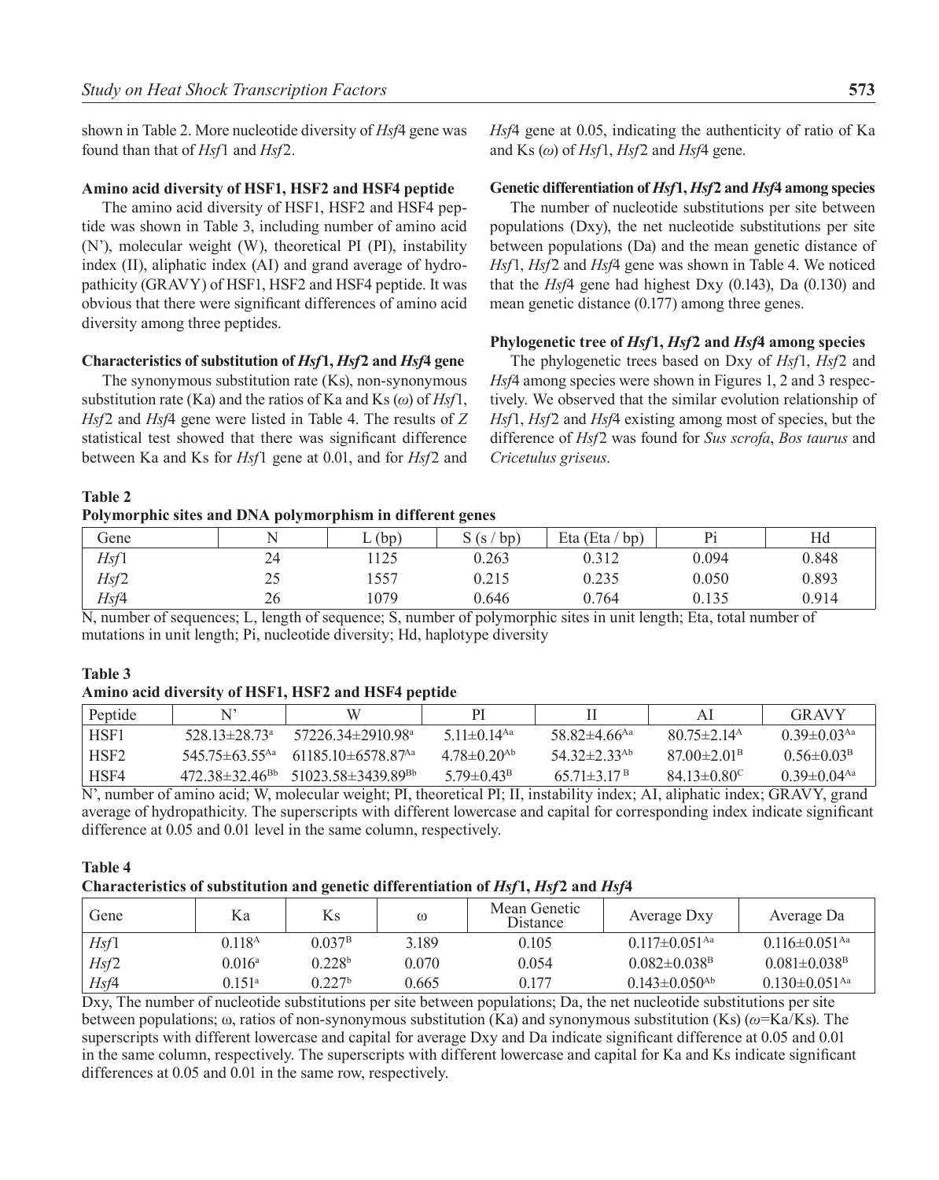shown in Table 2. More nucleotide diversity of *Hsf*4 gene was found than that of *Hsf*1 and *Hsf*2.

### Amino acid diversity of HSF1, HSF2 and HSF4 peptide

The amino acid diversity of HSF1, HSF2 and HSF4 peptide was shown in Table 3, including number of amino acid (N'), molecular weight (W), theoretical PI (PI), instability index (II), aliphatic index (AI) and grand average of hydropathicity (GRAVY) of HSF1, HSF2 and HSF4 peptide. It was obvious that there were significant differences of amino acid diversity among three peptides.

### Characteristics of substitution of *Hsf*1, *Hsf*2 and *Hsf*4 gene

The synonymous substitution rate (Ks), non-synonymous substitution rate (Ka) and the ratios of Ka and Ks ($\omega$) of *Hsf*1, *Hsf*2 and *Hsf*4 gene were listed in Table 4. The results of *Z* statistical test showed that there was significant difference between Ka and Ks for *Hsf*1 gene at 0.01, and for *Hsf*2 and *Hsf*4 gene at 0.05, indicating the authenticity of ratio of Ka and Ks ($\omega$) of *Hsf*1, *Hsf*2 and *Hsf*4 gene.

### Genetic differentiation of *Hsf*1, *Hsf*2 and *Hsf*4 among species

The number of nucleotide substitutions per site between populations (Dxy), the net nucleotide substitutions per site between populations (Da) and the mean genetic distance of *Hsf*1, *Hsf*2 and *Hsf*4 gene was shown in Table 4. We noticed that the *Hsf*4 gene had highest Dxy (0.143), Da (0.130) and mean genetic distance (0.177) among three genes.

### Phylogenetic tree of *Hsf*1, *Hsf*2 and *Hsf*4 among species

The phylogenetic trees based on Dxy of *Hsf*1, *Hsf*2 and *Hsf*4 among species were shown in Figures 1, 2 and 3 respectively. We observed that the similar evolution relationship of *Hsf*1, *Hsf*2 and *Hsf*4 existing among most of species, but the difference of *Hsf*2 was found for *Sus scrofa*, *Bos taurus* and *Cricetulus griseus*.

**Table 2**
**Polymorphic sites and DNA polymorphism in different genes**

| Gene | N | L (bp) | S (s / bp) | Eta (Eta / bp) | Pi | Hd |
|---|---|---|---|---|---|---|
| *Hsf*1 | 24 | 1125 | 0.263 | 0.312 | 0.094 | 0.848 |
| *Hsf*2 | 25 | 1557 | 0.215 | 0.235 | 0.050 | 0.893 |
| *Hsf*4 | 26 | 1079 | 0.646 | 0.764 | 0.135 | 0.914 |

N, number of sequences; L, length of sequence; S, number of polymorphic sites in unit length; Eta, total number of mutations in unit length; Pi, nucleotide diversity; Hd, haplotype diversity

**Table 3**
**Amino acid diversity of HSF1, HSF2 and HSF4 peptide**

| Peptide | N' | W | PI | II | AI | GRAVY |
|---|---|---|---|---|---|---|
| HSF1 | $528.13 \pm 28.73^{a}$ | $57226.34 \pm 2910.98^{a}$ | $5.11 \pm 0.14^{Aa}$ | $58.82 \pm 4.66^{Aa}$ | $80.75 \pm 2.14^{A}$ | $0.39 \pm 0.03^{Aa}$ |
| HSF2 | $545.75 \pm 63.55^{Aa}$ | $61185.10 \pm 6578.87^{Aa}$ | $4.78 \pm 0.20^{Ab}$ | $54.32 \pm 2.33^{Ab}$ | $87.00 \pm 2.01^{B}$ | $0.56 \pm 0.03^{B}$ |
| HSF4 | $472.38 \pm 32.46^{Bb}$ | $51023.58 \pm 3439.89^{Bb}$ | $5.79 \pm 0.43^{B}$ | $65.71 \pm 3.17^{B}$ | $84.13 \pm 0.80^{C}$ | $0.39 \pm 0.04^{Aa}$ |

N', number of amino acid; W, molecular weight; PI, theoretical PI; II, instability index; AI, aliphatic index; GRAVY, grand average of hydropathicity. The superscripts with different lowercase and capital for corresponding index indicate significant difference at 0.05 and 0.01 level in the same column, respectively.

**Table 4**
**Characteristics of substitution and genetic differentiation of *Hsf*1, *Hsf*2 and *Hsf*4**

| Gene | Ka | Ks | ω | Mean Genetic Distance | Average Dxy | Average Da |
|---|---|---|---|---|---|---|
| *Hsf*1 | $0.118^{A}$ | $0.037^{B}$ | 3.189 | 0.105 | $0.117 \pm 0.051^{Aa}$ | $0.116 \pm 0.051^{Aa}$ |
| *Hsf*2 | $0.016^{a}$ | $0.228^{b}$ | 0.070 | 0.054 | $0.082 \pm 0.038^{B}$ | $0.081 \pm 0.038^{B}$ |
| *Hsf*4 | $0.151^{a}$ | $0.227^{b}$ | 0.665 | 0.177 | $0.143 \pm 0.050^{Ab}$ | $0.130 \pm 0.051^{Aa}$ |

Dxy, The number of nucleotide substitutions per site between populations; Da, the net nucleotide substitutions per site between populations; ω, ratios of non-synonymous substitution (Ka) and synonymous substitution (Ks) ($\omega$=Ka/Ks). The superscripts with different lowercase and capital for average Dxy and Da indicate significant difference at 0.05 and 0.01 in the same column, respectively. The superscripts with different lowercase and capital for Ka and Ks indicate significant differences at 0.05 and 0.01 in the same row, respectively.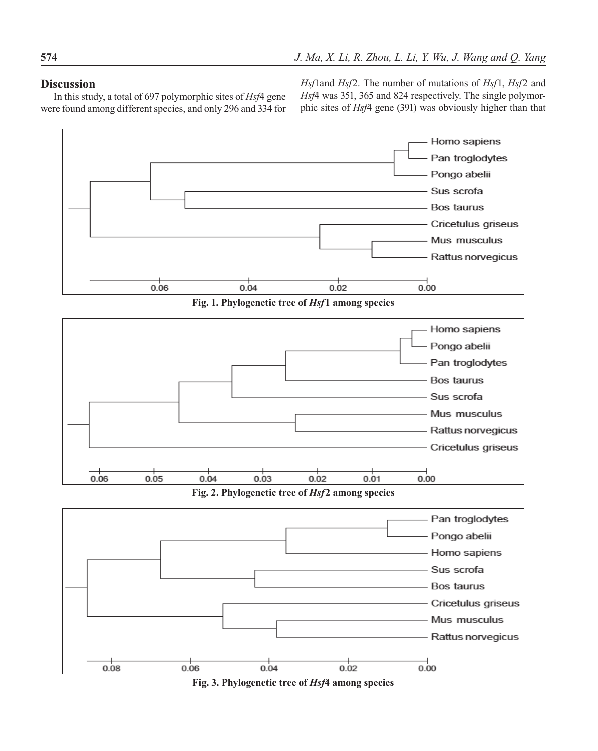## Discussion

In this study, a total of 697 polymorphic sites of *Hsf*4 gene were found among different species, and only 296 and 334 for *Hsf*1and *Hsf*2. The number of mutations of *Hsf*1, *Hsf*2 and *Hsf*4 was 351, 365 and 824 respectively. The single polymorphic sites of *Hsf*4 gene (391) was obviously higher than that

**Fig. 1. Phylogenetic tree of *Hsf*1 among species**

**Fig. 2. Phylogenetic tree of *Hsf*2 among species**

**Fig. 3. Phylogenetic tree of *Hsf*4 among species**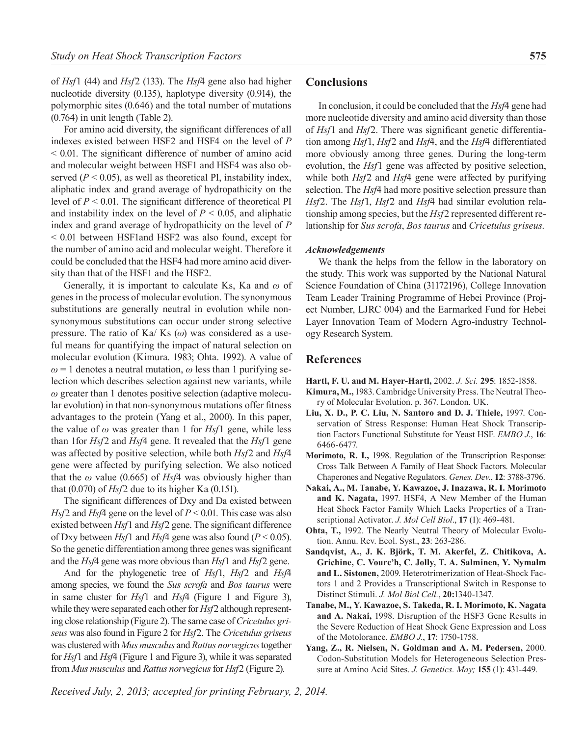of *Hsf*1 (44) and *Hsf*2 (133). The *Hsf*4 gene also had higher nucleotide diversity (0.135), haplotype diversity (0.914), the polymorphic sites (0.646) and the total number of mutations (0.764) in unit length (Table 2).

For amino acid diversity, the significant differences of all indexes existed between HSF2 and HSF4 on the level of $P < 0.01$. The significant difference of number of amino acid and molecular weight between HSF1 and HSF4 was also observed ($P < 0.05$), as well as theoretical PI, instability index, aliphatic index and grand average of hydropathicity on the level of $P < 0.01$. The significant difference of theoretical PI and instability index on the level of $P < 0.05$, and aliphatic index and grand average of hydropathicity on the level of $P < 0.01$ between HSF1and HSF2 was also found, except for the number of amino acid and molecular weight. Therefore it could be concluded that the HSF4 had more amino acid diversity than that of the HSF1 and the HSF2.

Generally, it is important to calculate Ks, Ka and $\omega$ of genes in the process of molecular evolution. The synonymous substitutions are generally neutral in evolution while non-synonymous substitutions can occur under strong selective pressure. The ratio of Ka/ Ks ($\omega$) was considered as a useful means for quantifying the impact of natural selection on molecular evolution (Kimura. 1983; Ohta. 1992). A value of $\omega = 1$ denotes a neutral mutation, $\omega$ less than 1 purifying selection which describes selection against new variants, while $\omega$ greater than 1 denotes positive selection (adaptive molecular evolution) in that non-synonymous mutations offer fitness advantages to the protein (Yang et al., 2000). In this paper, the value of $\omega$ was greater than 1 for *Hsf*1 gene, while less than 1for *Hsf*2 and *Hsf*4 gene. It revealed that the *Hsf*1 gene was affected by positive selection, while both *Hsf*2 and *Hsf*4 gene were affected by purifying selection. We also noticed that the $\omega$ value (0.665) of *Hsf*4 was obviously higher than that (0.070) of *Hsf*2 due to its higher Ka (0.151).

The significant differences of Dxy and Da existed between *Hsf*2 and *Hsf*4 gene on the level of $P < 0.01$. This case was also existed between *Hsf*1 and *Hsf*2 gene. The significant difference of Dxy between *Hsf*1 and *Hsf*4 gene was also found ($P < 0.05$). So the genetic differentiation among three genes was significant and the *Hsf*4 gene was more obvious than *Hsf*1 and *Hsf*2 gene.

And for the phylogenetic tree of *Hsf*1, *Hsf*2 and *Hsf*4 among species, we found the *Sus scrofa* and *Bos taurus* were in same cluster for *Hsf*1 and *Hsf*4 (Figure 1 and Figure 3), while they were separated each other for *Hsf*2 although representing close relationship (Figure 2). The same case of *Cricetulus griseus* was also found in Figure 2 for *Hsf*2. The *Cricetulus griseus* was clustered with *Mus musculus* and *Rattus norvegicus* together for *Hsf*1 and *Hsf*4 (Figure 1 and Figure 3), while it was separated from *Mus musculus* and *Rattus norvegicus* for *Hsf*2 (Figure 2).

## Conclusions

In conclusion, it could be concluded that the *Hsf*4 gene had more nucleotide diversity and amino acid diversity than those of *Hsf*1 and *Hsf*2. There was significant genetic differentiation among *Hsf*1, *Hsf*2 and *Hsf*4, and the *Hsf*4 differentiated more obviously among three genes. During the long-term evolution, the *Hsf*1 gene was affected by positive selection, while both *Hsf*2 and *Hsf*4 gene were affected by purifying selection. The *Hsf*4 had more positive selection pressure than *Hsf*2. The *Hsf*1, *Hsf*2 and *Hsf*4 had similar evolution relationship among species, but the *Hsf*2 represented different relationship for *Sus scrofa*, *Bos taurus* and *Cricetulus griseus*.

### *Acknowledgements*

We thank the helps from the fellow in the laboratory on the study. This work was supported by the National Natural Science Foundation of China (31172196), College Innovation Team Leader Training Programme of Hebei Province (Project Number, LJRC 004) and the Earmarked Fund for Hebei Layer Innovation Team of Modern Agro-industry Technology Research System.

## References

**Hartl, F. U. and M. Hayer-Hartl,** 2002. *J. Sci.* **295**: 1852-1858.

**Kimura, M.,** 1983. Cambridge University Press. The Neutral Theory of Molecular Evolution. p. 367. London. UK.

**Liu, X. D., P. C. Liu, N. Santoro and D. J. Thiele,** 1997. Conservation of Stress Response: Human Heat Shock Transcription Factors Functional Substitute for Yeast HSF. *EMBO J.*, **16**: 6466-6477.

**Morimoto, R. I.,** 1998. Regulation of the Transcription Response: Cross Talk Between A Family of Heat Shock Factors. Molecular Chaperones and Negative Regulators. *Genes. Dev.*, **12**: 3788-3796.

**Nakai, A., M. Tanabe, Y. Kawazoe, J. Inazawa, R. I. Morimoto and K. Nagata,** 1997. HSF4, A New Member of the Human Heat Shock Factor Family Which Lacks Properties of a Transcriptional Activator. *J. Mol Cell Biol.*, **17** (1): 469-481.

**Ohta, T.,** 1992. The Nearly Neutral Theory of Molecular Evolution. Annu. Rev. Ecol. Syst., **23**: 263-286.

**Sandqvist, A., J. K. Björk, T. M. Akerfel, Z. Chitikova, A. Grichine, C. Vourc'h, C. Jolly, T. A. Salminen, Y. Nymalm and L. Sistonen,** 2009. Heterotrimerization of Heat-Shock Factors 1 and 2 Provides a Transcriptional Switch in Response to Distinct Stimuli. *J. Mol Biol Cell.*, **20:**1340-1347.

**Tanabe, M., Y. Kawazoe, S. Takeda, R. I. Morimoto, K. Nagata and A. Nakai,** 1998. Disruption of the HSF3 Gene Results in the Severe Reduction of Heat Shock Gene Expression and Loss of the Motolorance. *EMBO J.*, **17**: 1750-1758.

**Yang, Z., R. Nielsen, N. Goldman and A. M. Pedersen,** 2000. Codon-Substitution Models for Heterogeneous Selection Pressure at Amino Acid Sites. *J. Genetics. May;* **155** (1): 431-449.

*Received July, 2, 2013; accepted for printing February, 2, 2014.*